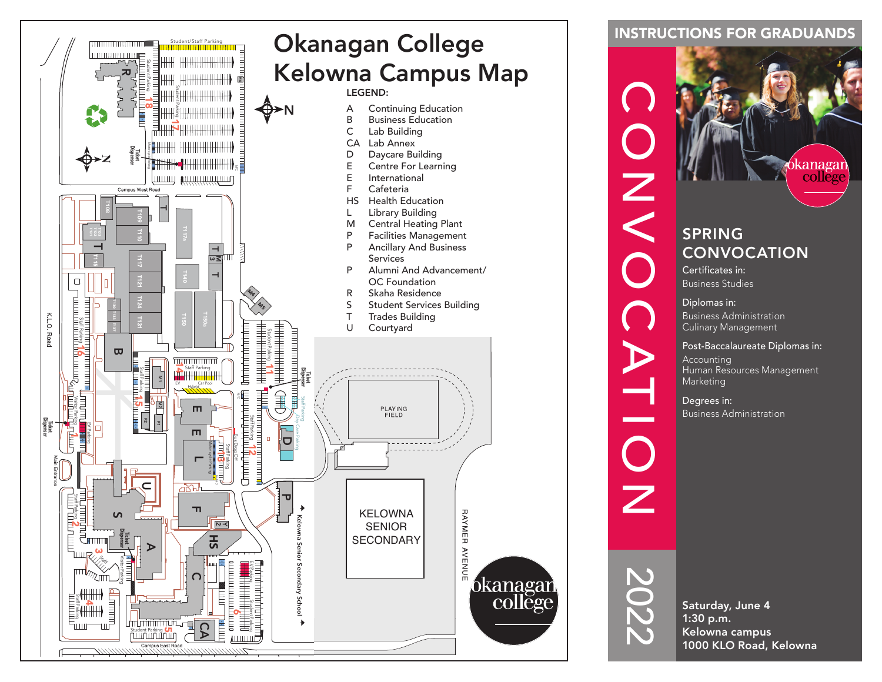# Okanagan College Kelowna Campus Map

**LEGEND:**

| | |
|---|---|
| A | Continuing Education |
| B | Business Education |
| C | Lab Building |
| CA | Lab Annex |
| D | Daycare Building |
| E | Centre For Learning |
| E | International |
| F | Cafeteria |
| HS | Health Education |
| L | Library Building |
| M | Central Heating Plant |
| P | Facilities Management |
| P | Ancillary And Business Services |
| P | Alumni And Advancement/ OC Foundation |
| R | Skaha Residence |
| S | Student Services Building |
| T | Trades Building |
| U | Courtyard |

K.L.O. Road

Campus West Road

Campus East Road

RAYMER AVENUE

Kelowna Senior Secondary School

PLAYING FIELD

KELOWNA SENIOR SECONDARY

Main Entrance

okanagan college

## INSTRUCTIONS FOR GRADUANDS

# CONVOCATION 2022

okanagan college

## SPRING CONVOCATION

**Certificates in:**
Business Studies

**Diplomas in:**
Business Administration
Culinary Management

**Post-Baccalaureate Diplomas in:**
Accounting
Human Resources Management
Marketing

**Degrees in:**
Business Administration

**Saturday, June 4**
**1:30 p.m.**
**Kelowna campus**
**1000 KLO Road, Kelowna**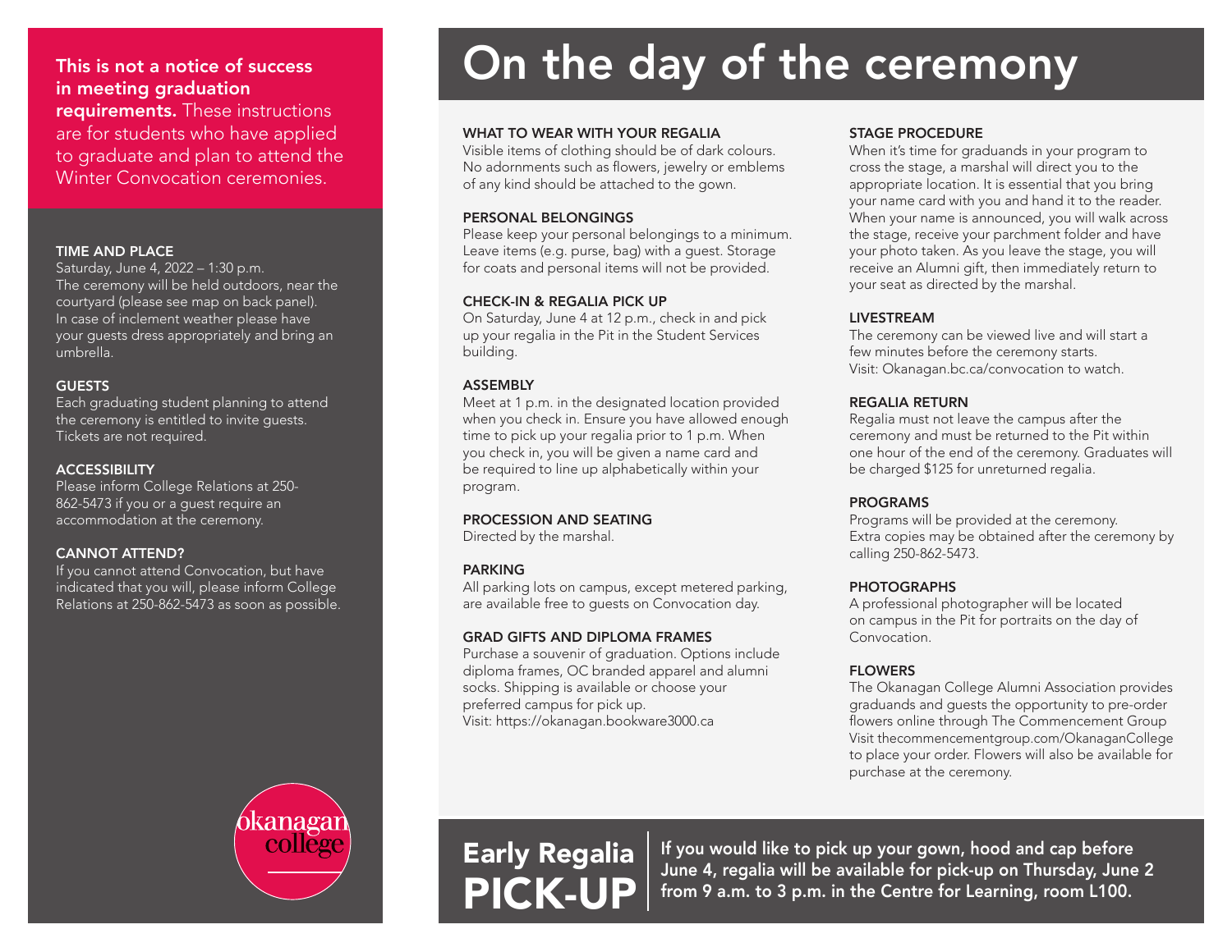**This is not a notice of success in meeting graduation requirements.** These instructions are for students who have applied to graduate and plan to attend the Winter Convocation ceremonies.

### TIME AND PLACE

Saturday, June 4, 2022 – 1:30 p.m.
The ceremony will be held outdoors, near the courtyard (please see map on back panel). In case of inclement weather please have your guests dress appropriately and bring an umbrella.

### GUESTS

Each graduating student planning to attend the ceremony is entitled to invite guests. Tickets are not required.

### ACCESSIBILITY

Please inform College Relations at 250-862-5473 if you or a guest require an accommodation at the ceremony.

### CANNOT ATTEND?

If you cannot attend Convocation, but have indicated that you will, please inform College Relations at 250-862-5473 as soon as possible.

okanagan college

# On the day of the ceremony

### WHAT TO WEAR WITH YOUR REGALIA

Visible items of clothing should be of dark colours. No adornments such as flowers, jewelry or emblems of any kind should be attached to the gown.

### PERSONAL BELONGINGS

Please keep your personal belongings to a minimum. Leave items (e.g. purse, bag) with a guest. Storage for coats and personal items will not be provided.

### CHECK-IN & REGALIA PICK UP

On Saturday, June 4 at 12 p.m., check in and pick up your regalia in the Pit in the Student Services building.

### ASSEMBLY

Meet at 1 p.m. in the designated location provided when you check in. Ensure you have allowed enough time to pick up your regalia prior to 1 p.m. When you check in, you will be given a name card and be required to line up alphabetically within your program.

### PROCESSION AND SEATING

Directed by the marshal.

### PARKING

All parking lots on campus, except metered parking, are available free to guests on Convocation day.

### GRAD GIFTS AND DIPLOMA FRAMES

Purchase a souvenir of graduation. Options include diploma frames, OC branded apparel and alumni socks. Shipping is available or choose your preferred campus for pick up.
Visit: https://okanagan.bookware3000.ca

### STAGE PROCEDURE

When it's time for graduands in your program to cross the stage, a marshal will direct you to the appropriate location. It is essential that you bring your name card with you and hand it to the reader. When your name is announced, you will walk across the stage, receive your parchment folder and have your photo taken. As you leave the stage, you will receive an Alumni gift, then immediately return to your seat as directed by the marshal.

### LIVESTREAM

The ceremony can be viewed live and will start a few minutes before the ceremony starts.
Visit: Okanagan.bc.ca/convocation to watch.

### REGALIA RETURN

Regalia must not leave the campus after the ceremony and must be returned to the Pit within one hour of the end of the ceremony. Graduates will be charged $125 for unreturned regalia.

### PROGRAMS

Programs will be provided at the ceremony. Extra copies may be obtained after the ceremony by calling 250-862-5473.

### PHOTOGRAPHS

A professional photographer will be located on campus in the Pit for portraits on the day of Convocation.

### FLOWERS

The Okanagan College Alumni Association provides graduands and guests the opportunity to pre-order flowers online through The Commencement Group Visit thecommencementgroup.com/OkanaganCollege to place your order. Flowers will also be available for purchase at the ceremony.

## Early Regalia PICK-UP

**If you would like to pick up your gown, hood and cap before June 4, regalia will be available for pick-up on Thursday, June 2 from 9 a.m. to 3 p.m. in the Centre for Learning, room L100.**